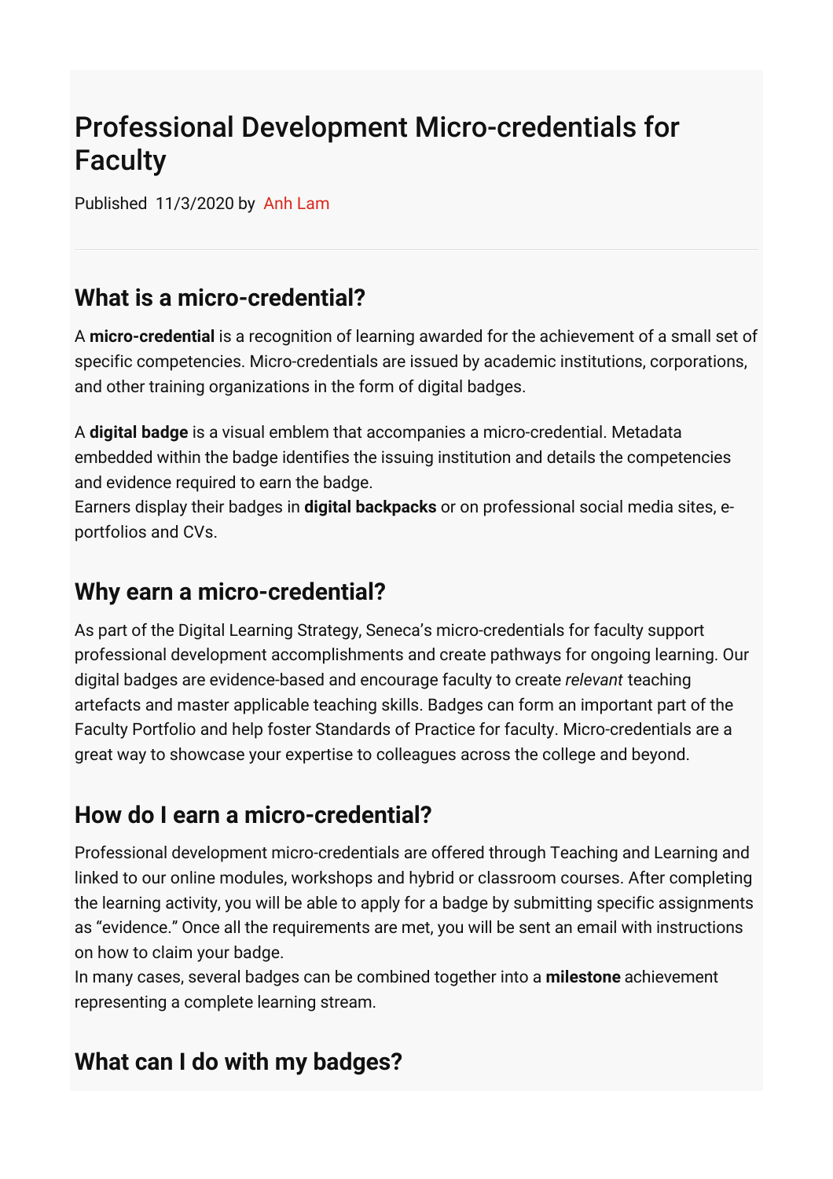# Professional Development Micro-credentials for Faculty

Published 11/3/2020 by Anh Lam

## What is a micro-credential?

A **micro-credential** is a recognition of learning awarded for the achievement of a small set of specific competencies. Micro-credentials are issued by academic institutions, corporations, and other training organizations in the form of digital badges.

A **digital badge** is a visual emblem that accompanies a micro-credential. Metadata embedded within the badge identifies the issuing institution and details the competencies and evidence required to earn the badge.
Earners display their badges in **digital backpacks** or on professional social media sites, e-portfolios and CVs.

## Why earn a micro-credential?

As part of the Digital Learning Strategy, Seneca's micro-credentials for faculty support professional development accomplishments and create pathways for ongoing learning. Our digital badges are evidence-based and encourage faculty to create *relevant* teaching artefacts and master applicable teaching skills. Badges can form an important part of the Faculty Portfolio and help foster Standards of Practice for faculty. Micro-credentials are a great way to showcase your expertise to colleagues across the college and beyond.

## How do I earn a micro-credential?

Professional development micro-credentials are offered through Teaching and Learning and linked to our online modules, workshops and hybrid or classroom courses. After completing the learning activity, you will be able to apply for a badge by submitting specific assignments as "evidence." Once all the requirements are met, you will be sent an email with instructions on how to claim your badge.
In many cases, several badges can be combined together into a **milestone** achievement representing a complete learning stream.

## What can I do with my badges?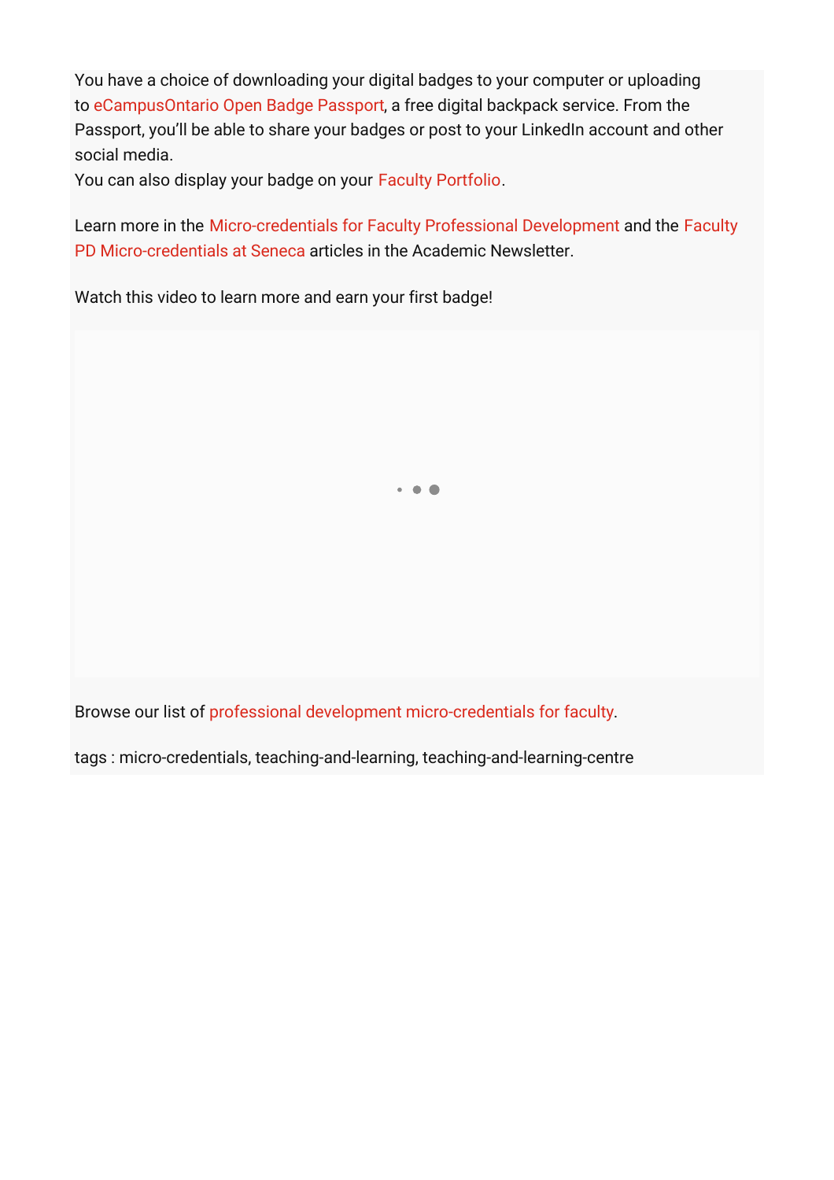You have a choice of downloading your digital badges to your computer or uploading to eCampusOntario Open Badge Passport, a free digital backpack service. From the Passport, you'll be able to share your badges or post to your LinkedIn account and other social media.
You can also display your badge on your Faculty Portfolio.

Learn more in the Micro-credentials for Faculty Professional Development and the Faculty PD Micro-credentials at Seneca articles in the Academic Newsletter.

Watch this video to learn more and earn your first badge!

Browse our list of professional development micro-credentials for faculty.

tags : micro-credentials, teaching-and-learning, teaching-and-learning-centre